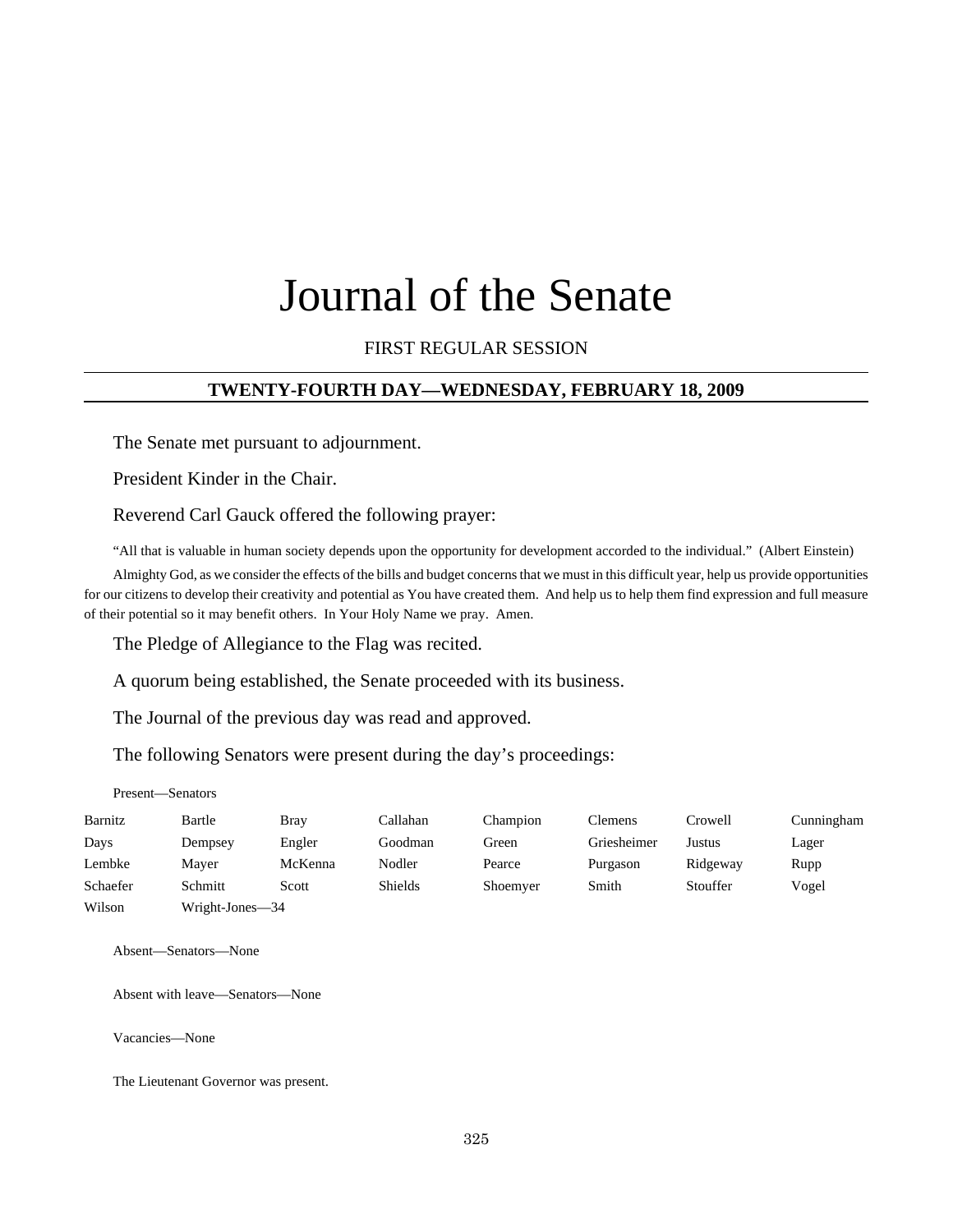# Journal of the Senate

FIRST REGULAR SESSION

## TWENTY-FOURTH DAY—WEDNESDAY, FEBRUARY 18, 2009

The Senate met pursuant to adjournment.

President Kinder in the Chair.

Reverend Carl Gauck offered the following prayer:

"All that is valuable in human society depends upon the opportunity for development accorded to the individual." (Albert Einstein)

Almighty God, as we consider the effects of the bills and budget concerns that we must in this difficult year, help us provide opportunities for our citizens to develop their creativity and potential as You have created them. And help us to help them find expression and full measure of their potential so it may benefit others. In Your Holy Name we pray. Amen.

The Pledge of Allegiance to the Flag was recited.

A quorum being established, the Senate proceeded with its business.

The Journal of the previous day was read and approved.

The following Senators were present during the day's proceedings:

Present—Senators

| | | | | | | | |
|---|---|---|---|---|---|---|---|
| Barnitz | Bartle | Bray | Callahan | Champion | Clemens | Crowell | Cunningham |
| Days | Dempsey | Engler | Goodman | Green | Griesheimer | Justus | Lager |
| Lembke | Mayer | McKenna | Nodler | Pearce | Purgason | Ridgeway | Rupp |
| Schaefer | Schmitt | Scott | Shields | Shoemyer | Smith | Stouffer | Vogel |
| Wilson | Wright-Jones—34 | | | | | | |

Absent—Senators—None

Absent with leave—Senators—None

Vacancies—None

The Lieutenant Governor was present.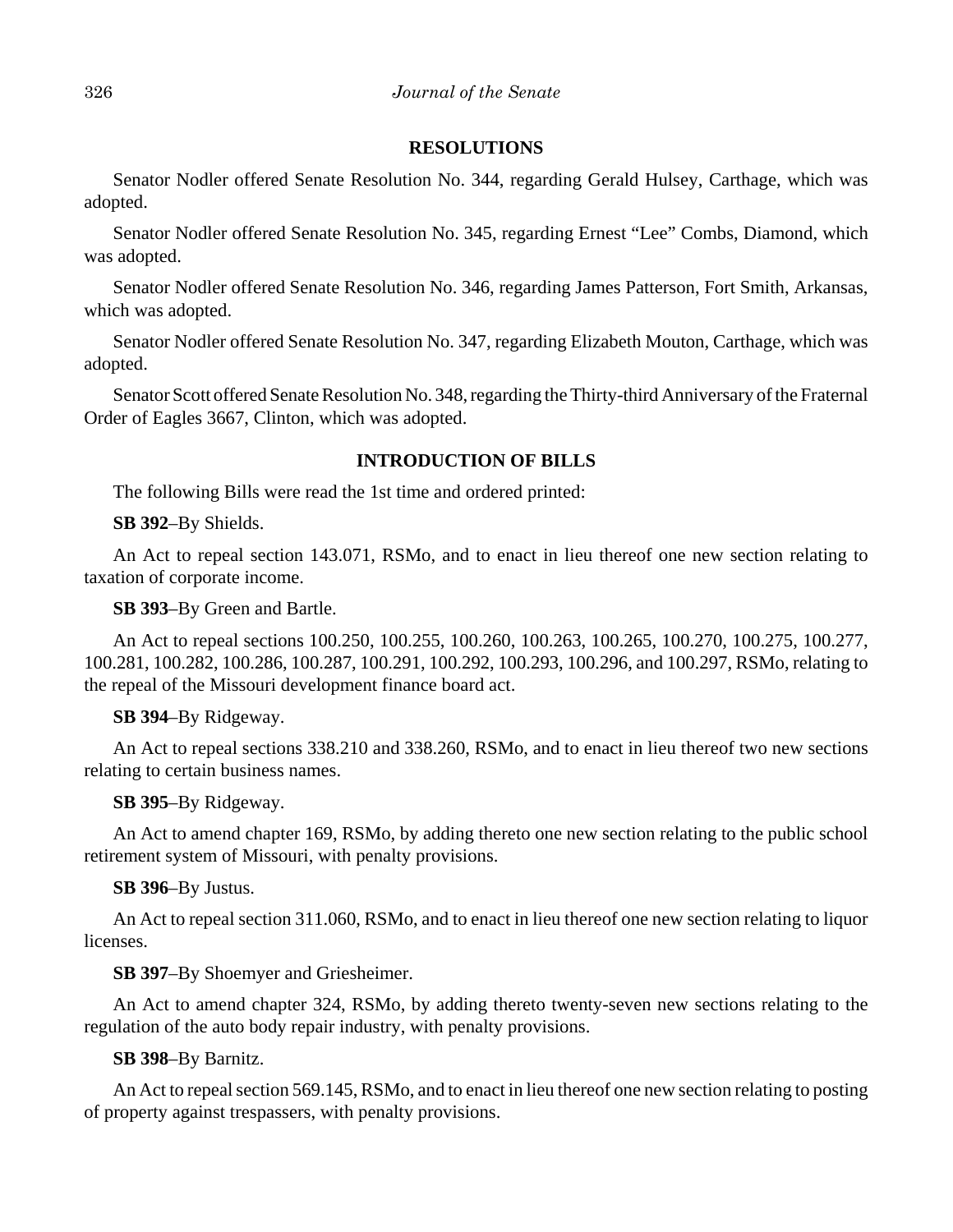## RESOLUTIONS

Senator Nodler offered Senate Resolution No. 344, regarding Gerald Hulsey, Carthage, which was adopted.

Senator Nodler offered Senate Resolution No. 345, regarding Ernest "Lee" Combs, Diamond, which was adopted.

Senator Nodler offered Senate Resolution No. 346, regarding James Patterson, Fort Smith, Arkansas, which was adopted.

Senator Nodler offered Senate Resolution No. 347, regarding Elizabeth Mouton, Carthage, which was adopted.

Senator Scott offered Senate Resolution No. 348, regarding the Thirty-third Anniversary of the Fraternal Order of Eagles 3667, Clinton, which was adopted.

## INTRODUCTION OF BILLS

The following Bills were read the 1st time and ordered printed:

**SB 392**–By Shields.

An Act to repeal section 143.071, RSMo, and to enact in lieu thereof one new section relating to taxation of corporate income.

**SB 393**–By Green and Bartle.

An Act to repeal sections 100.250, 100.255, 100.260, 100.263, 100.265, 100.270, 100.275, 100.277, 100.281, 100.282, 100.286, 100.287, 100.291, 100.292, 100.293, 100.296, and 100.297, RSMo, relating to the repeal of the Missouri development finance board act.

**SB 394**–By Ridgeway.

An Act to repeal sections 338.210 and 338.260, RSMo, and to enact in lieu thereof two new sections relating to certain business names.

**SB 395**–By Ridgeway.

An Act to amend chapter 169, RSMo, by adding thereto one new section relating to the public school retirement system of Missouri, with penalty provisions.

**SB 396**–By Justus.

An Act to repeal section 311.060, RSMo, and to enact in lieu thereof one new section relating to liquor licenses.

**SB 397**–By Shoemyer and Griesheimer.

An Act to amend chapter 324, RSMo, by adding thereto twenty-seven new sections relating to the regulation of the auto body repair industry, with penalty provisions.

**SB 398**–By Barnitz.

An Act to repeal section 569.145, RSMo, and to enact in lieu thereof one new section relating to posting of property against trespassers, with penalty provisions.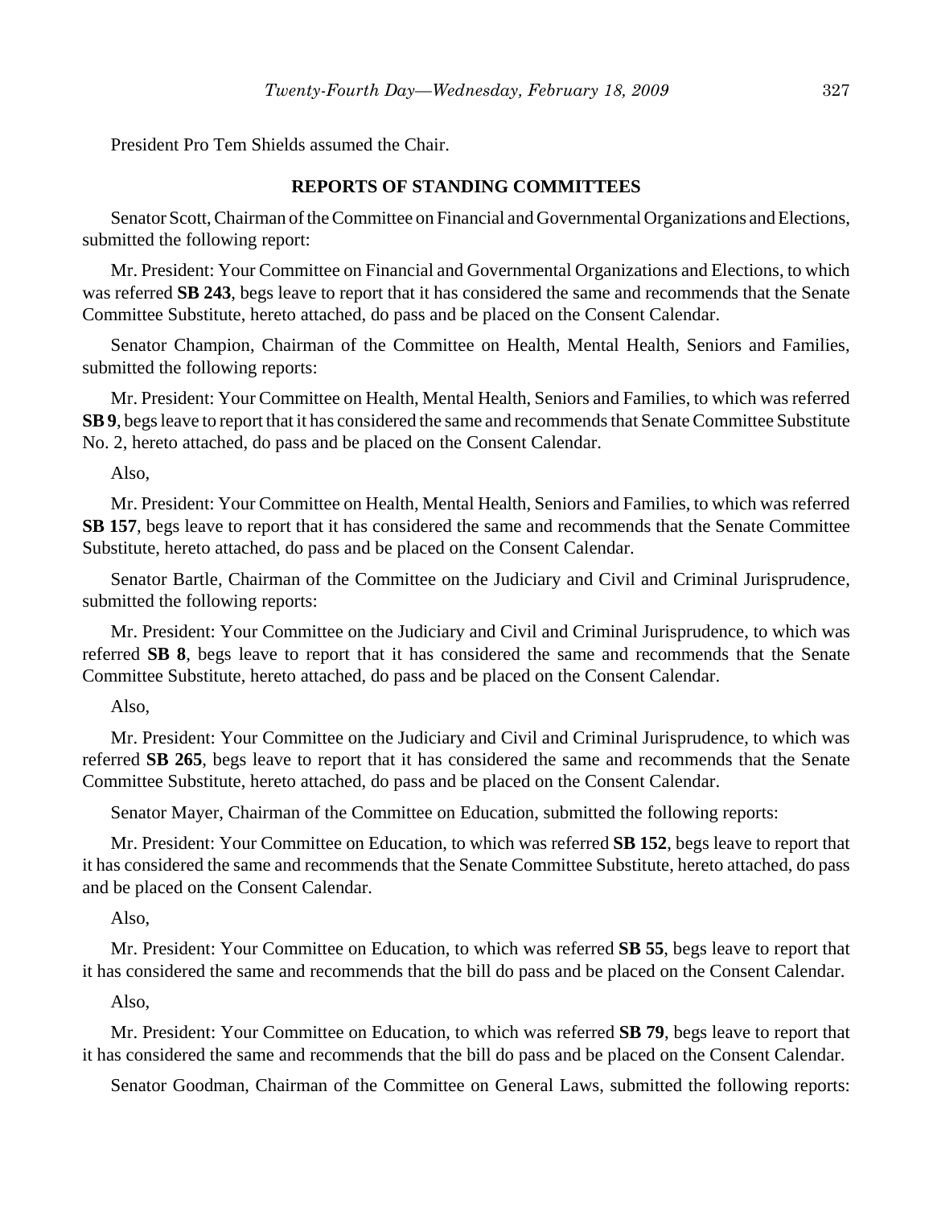President Pro Tem Shields assumed the Chair.

## REPORTS OF STANDING COMMITTEES

Senator Scott, Chairman of the Committee on Financial and Governmental Organizations and Elections, submitted the following report:

Mr. President: Your Committee on Financial and Governmental Organizations and Elections, to which was referred **SB 243**, begs leave to report that it has considered the same and recommends that the Senate Committee Substitute, hereto attached, do pass and be placed on the Consent Calendar.

Senator Champion, Chairman of the Committee on Health, Mental Health, Seniors and Families, submitted the following reports:

Mr. President: Your Committee on Health, Mental Health, Seniors and Families, to which was referred **SB 9**, begs leave to report that it has considered the same and recommends that Senate Committee Substitute No. 2, hereto attached, do pass and be placed on the Consent Calendar.

Also,

Mr. President: Your Committee on Health, Mental Health, Seniors and Families, to which was referred **SB 157**, begs leave to report that it has considered the same and recommends that the Senate Committee Substitute, hereto attached, do pass and be placed on the Consent Calendar.

Senator Bartle, Chairman of the Committee on the Judiciary and Civil and Criminal Jurisprudence, submitted the following reports:

Mr. President: Your Committee on the Judiciary and Civil and Criminal Jurisprudence, to which was referred **SB 8**, begs leave to report that it has considered the same and recommends that the Senate Committee Substitute, hereto attached, do pass and be placed on the Consent Calendar.

Also,

Mr. President: Your Committee on the Judiciary and Civil and Criminal Jurisprudence, to which was referred **SB 265**, begs leave to report that it has considered the same and recommends that the Senate Committee Substitute, hereto attached, do pass and be placed on the Consent Calendar.

Senator Mayer, Chairman of the Committee on Education, submitted the following reports:

Mr. President: Your Committee on Education, to which was referred **SB 152**, begs leave to report that it has considered the same and recommends that the Senate Committee Substitute, hereto attached, do pass and be placed on the Consent Calendar.

Also,

Mr. President: Your Committee on Education, to which was referred **SB 55**, begs leave to report that it has considered the same and recommends that the bill do pass and be placed on the Consent Calendar.

Also,

Mr. President: Your Committee on Education, to which was referred **SB 79**, begs leave to report that it has considered the same and recommends that the bill do pass and be placed on the Consent Calendar.

Senator Goodman, Chairman of the Committee on General Laws, submitted the following reports: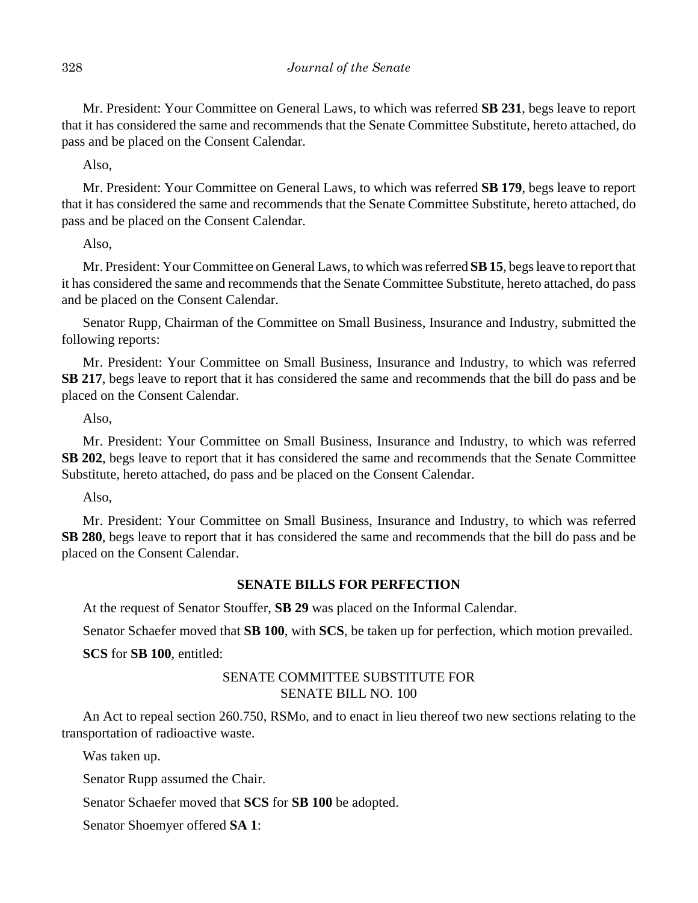Mr. President: Your Committee on General Laws, to which was referred **SB 231**, begs leave to report that it has considered the same and recommends that the Senate Committee Substitute, hereto attached, do pass and be placed on the Consent Calendar.

Also,

Mr. President: Your Committee on General Laws, to which was referred **SB 179**, begs leave to report that it has considered the same and recommends that the Senate Committee Substitute, hereto attached, do pass and be placed on the Consent Calendar.

Also,

Mr. President: Your Committee on General Laws, to which was referred **SB 15**, begs leave to report that it has considered the same and recommends that the Senate Committee Substitute, hereto attached, do pass and be placed on the Consent Calendar.

Senator Rupp, Chairman of the Committee on Small Business, Insurance and Industry, submitted the following reports:

Mr. President: Your Committee on Small Business, Insurance and Industry, to which was referred **SB 217**, begs leave to report that it has considered the same and recommends that the bill do pass and be placed on the Consent Calendar.

Also,

Mr. President: Your Committee on Small Business, Insurance and Industry, to which was referred **SB 202**, begs leave to report that it has considered the same and recommends that the Senate Committee Substitute, hereto attached, do pass and be placed on the Consent Calendar.

Also,

Mr. President: Your Committee on Small Business, Insurance and Industry, to which was referred **SB 280**, begs leave to report that it has considered the same and recommends that the bill do pass and be placed on the Consent Calendar.

## SENATE BILLS FOR PERFECTION

At the request of Senator Stouffer, **SB 29** was placed on the Informal Calendar.

Senator Schaefer moved that **SB 100**, with **SCS**, be taken up for perfection, which motion prevailed.

**SCS** for **SB 100**, entitled:

SENATE COMMITTEE SUBSTITUTE FOR
SENATE BILL NO. 100

An Act to repeal section 260.750, RSMo, and to enact in lieu thereof two new sections relating to the transportation of radioactive waste.

Was taken up.

Senator Rupp assumed the Chair.

Senator Schaefer moved that **SCS** for **SB 100** be adopted.

Senator Shoemyer offered **SA 1**: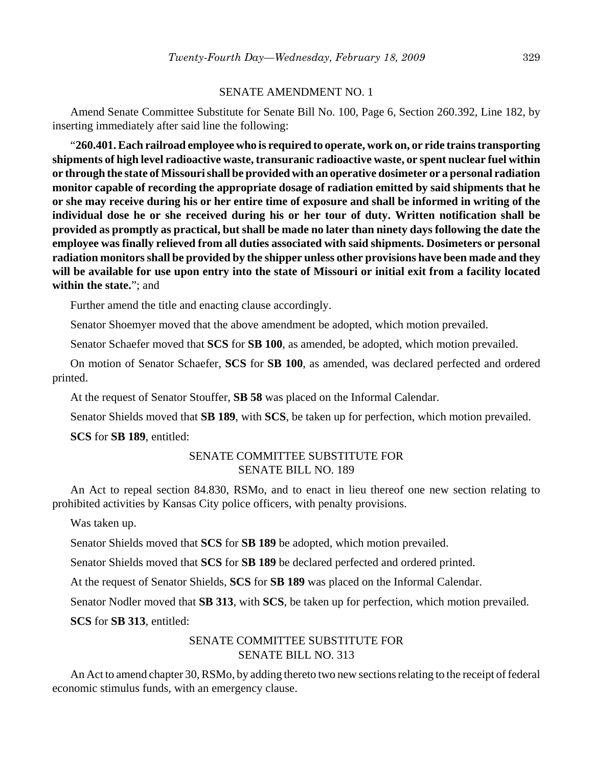SENATE AMENDMENT NO. 1

Amend Senate Committee Substitute for Senate Bill No. 100, Page 6, Section 260.392, Line 182, by inserting immediately after said line the following:

"**260.401. Each railroad employee who is required to operate, work on, or ride trains transporting shipments of high level radioactive waste, transuranic radioactive waste, or spent nuclear fuel within or through the state of Missouri shall be provided with an operative dosimeter or a personal radiation monitor capable of recording the appropriate dosage of radiation emitted by said shipments that he or she may receive during his or her entire time of exposure and shall be informed in writing of the individual dose he or she received during his or her tour of duty. Written notification shall be provided as promptly as practical, but shall be made no later than ninety days following the date the employee was finally relieved from all duties associated with said shipments. Dosimeters or personal radiation monitors shall be provided by the shipper unless other provisions have been made and they will be available for use upon entry into the state of Missouri or initial exit from a facility located within the state.**"; and

Further amend the title and enacting clause accordingly.

Senator Shoemyer moved that the above amendment be adopted, which motion prevailed.

Senator Schaefer moved that **SCS** for **SB 100**, as amended, be adopted, which motion prevailed.

On motion of Senator Schaefer, **SCS** for **SB 100**, as amended, was declared perfected and ordered printed.

At the request of Senator Stouffer, **SB 58** was placed on the Informal Calendar.

Senator Shields moved that **SB 189**, with **SCS**, be taken up for perfection, which motion prevailed.

**SCS** for **SB 189**, entitled:

SENATE COMMITTEE SUBSTITUTE FOR
SENATE BILL NO. 189

An Act to repeal section 84.830, RSMo, and to enact in lieu thereof one new section relating to prohibited activities by Kansas City police officers, with penalty provisions.

Was taken up.

Senator Shields moved that **SCS** for **SB 189** be adopted, which motion prevailed.

Senator Shields moved that **SCS** for **SB 189** be declared perfected and ordered printed.

At the request of Senator Shields, **SCS** for **SB 189** was placed on the Informal Calendar.

Senator Nodler moved that **SB 313**, with **SCS**, be taken up for perfection, which motion prevailed.

**SCS** for **SB 313**, entitled:

SENATE COMMITTEE SUBSTITUTE FOR
SENATE BILL NO. 313

An Act to amend chapter 30, RSMo, by adding thereto two new sections relating to the receipt of federal economic stimulus funds, with an emergency clause.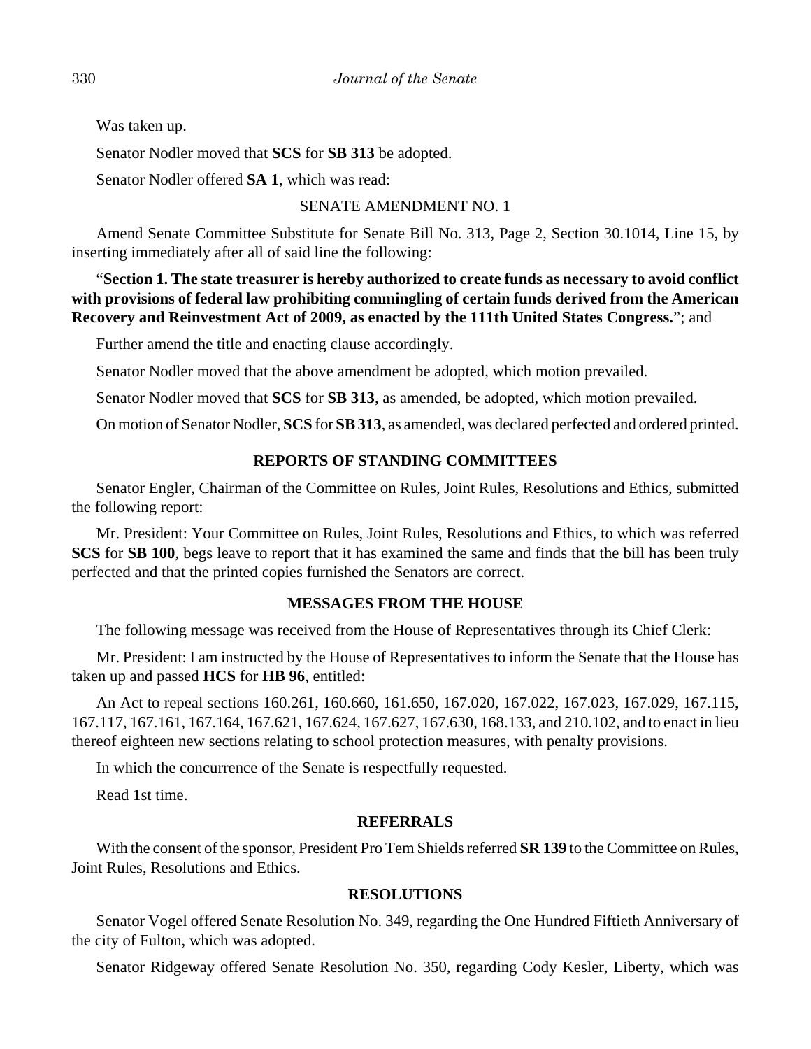Was taken up.

Senator Nodler moved that **SCS** for **SB 313** be adopted.

Senator Nodler offered **SA 1**, which was read:

SENATE AMENDMENT NO. 1

Amend Senate Committee Substitute for Senate Bill No. 313, Page 2, Section 30.1014, Line 15, by inserting immediately after all of said line the following:

"**Section 1. The state treasurer is hereby authorized to create funds as necessary to avoid conflict with provisions of federal law prohibiting commingling of certain funds derived from the American Recovery and Reinvestment Act of 2009, as enacted by the 111th United States Congress.**"; and

Further amend the title and enacting clause accordingly.

Senator Nodler moved that the above amendment be adopted, which motion prevailed.

Senator Nodler moved that **SCS** for **SB 313**, as amended, be adopted, which motion prevailed.

On motion of Senator Nodler, **SCS** for **SB 313**, as amended, was declared perfected and ordered printed.

## REPORTS OF STANDING COMMITTEES

Senator Engler, Chairman of the Committee on Rules, Joint Rules, Resolutions and Ethics, submitted the following report:

Mr. President: Your Committee on Rules, Joint Rules, Resolutions and Ethics, to which was referred **SCS** for **SB 100**, begs leave to report that it has examined the same and finds that the bill has been truly perfected and that the printed copies furnished the Senators are correct.

## MESSAGES FROM THE HOUSE

The following message was received from the House of Representatives through its Chief Clerk:

Mr. President: I am instructed by the House of Representatives to inform the Senate that the House has taken up and passed **HCS** for **HB 96**, entitled:

An Act to repeal sections 160.261, 160.660, 161.650, 167.020, 167.022, 167.023, 167.029, 167.115, 167.117, 167.161, 167.164, 167.621, 167.624, 167.627, 167.630, 168.133, and 210.102, and to enact in lieu thereof eighteen new sections relating to school protection measures, with penalty provisions.

In which the concurrence of the Senate is respectfully requested.

Read 1st time.

## REFERRALS

With the consent of the sponsor, President Pro Tem Shields referred **SR 139** to the Committee on Rules, Joint Rules, Resolutions and Ethics.

## RESOLUTIONS

Senator Vogel offered Senate Resolution No. 349, regarding the One Hundred Fiftieth Anniversary of the city of Fulton, which was adopted.

Senator Ridgeway offered Senate Resolution No. 350, regarding Cody Kesler, Liberty, which was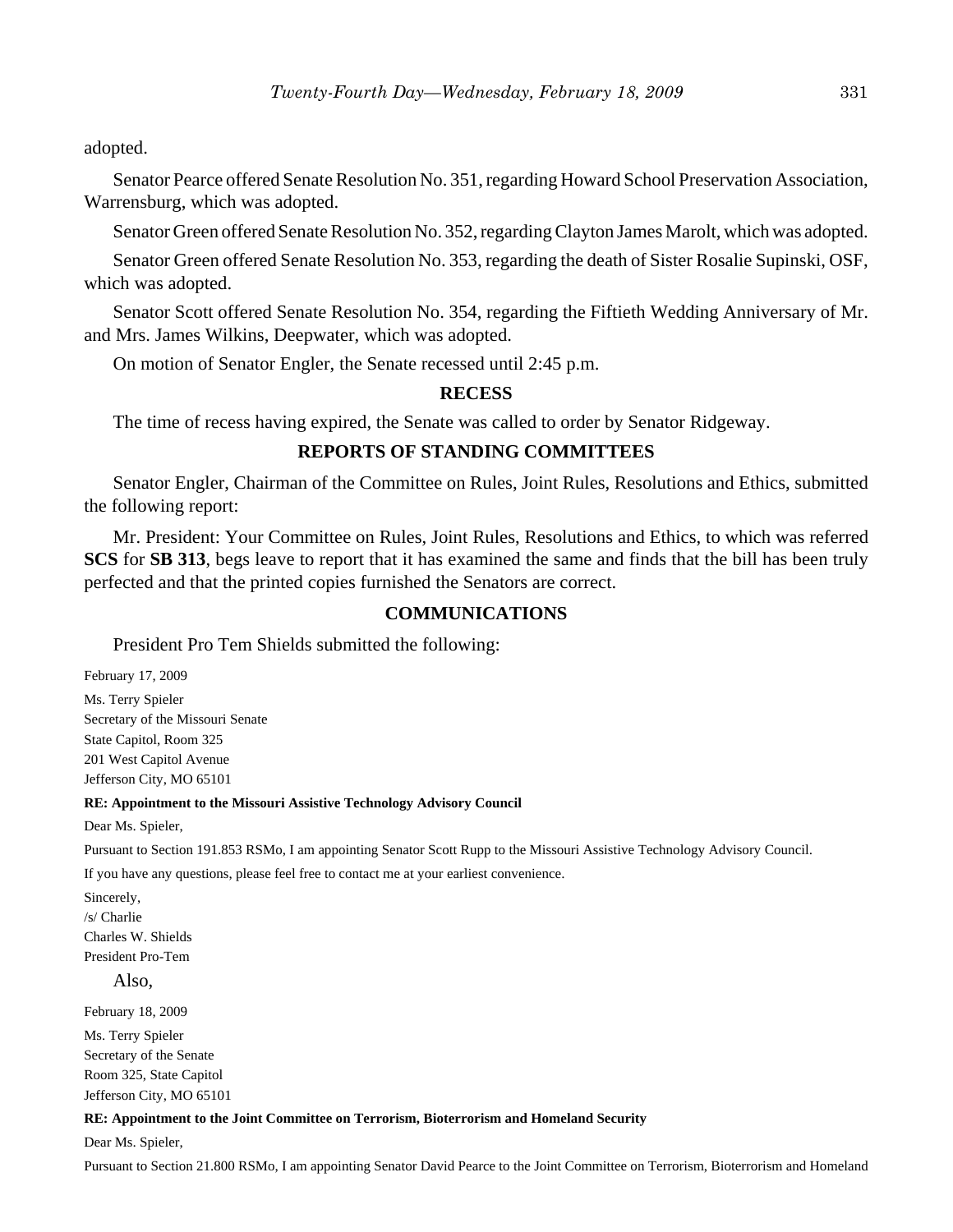adopted.

Senator Pearce offered Senate Resolution No. 351, regarding Howard School Preservation Association, Warrensburg, which was adopted.

Senator Green offered Senate Resolution No. 352, regarding Clayton James Marolt, which was adopted.

Senator Green offered Senate Resolution No. 353, regarding the death of Sister Rosalie Supinski, OSF, which was adopted.

Senator Scott offered Senate Resolution No. 354, regarding the Fiftieth Wedding Anniversary of Mr. and Mrs. James Wilkins, Deepwater, which was adopted.

On motion of Senator Engler, the Senate recessed until 2:45 p.m.

## RECESS

The time of recess having expired, the Senate was called to order by Senator Ridgeway.

## REPORTS OF STANDING COMMITTEES

Senator Engler, Chairman of the Committee on Rules, Joint Rules, Resolutions and Ethics, submitted the following report:

Mr. President: Your Committee on Rules, Joint Rules, Resolutions and Ethics, to which was referred **SCS** for **SB 313**, begs leave to report that it has examined the same and finds that the bill has been truly perfected and that the printed copies furnished the Senators are correct.

## COMMUNICATIONS

President Pro Tem Shields submitted the following:

February 17, 2009

Ms. Terry Spieler
Secretary of the Missouri Senate
State Capitol, Room 325
201 West Capitol Avenue
Jefferson City, MO 65101

**RE: Appointment to the Missouri Assistive Technology Advisory Council**

Dear Ms. Spieler,

Pursuant to Section 191.853 RSMo, I am appointing Senator Scott Rupp to the Missouri Assistive Technology Advisory Council.

If you have any questions, please feel free to contact me at your earliest convenience.

Sincerely,
/s/ Charlie
Charles W. Shields
President Pro-Tem

Also,

February 18, 2009

Ms. Terry Spieler
Secretary of the Senate
Room 325, State Capitol
Jefferson City, MO 65101

**RE: Appointment to the Joint Committee on Terrorism, Bioterrorism and Homeland Security**

Dear Ms. Spieler,

Pursuant to Section 21.800 RSMo, I am appointing Senator David Pearce to the Joint Committee on Terrorism, Bioterrorism and Homeland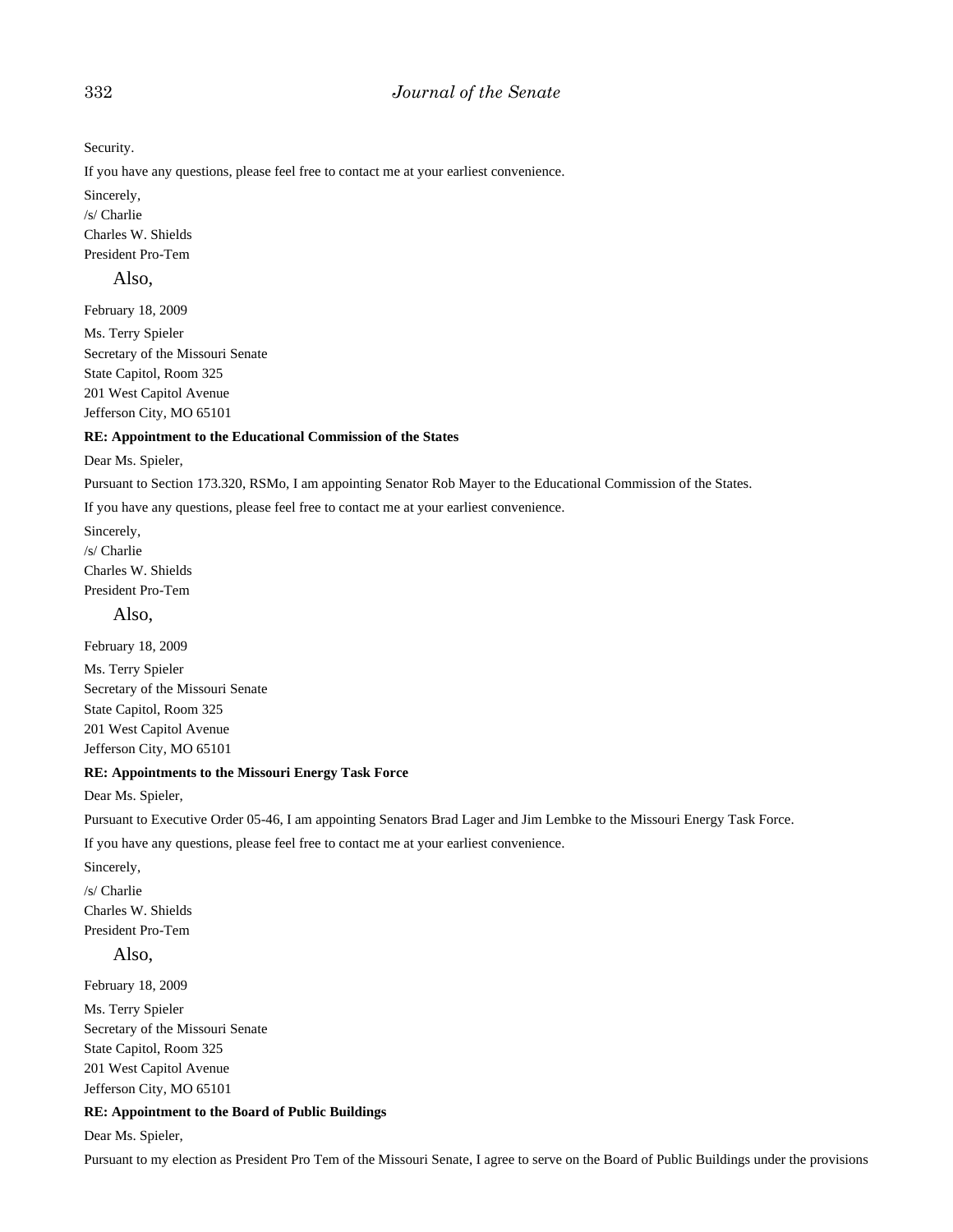Security.

If you have any questions, please feel free to contact me at your earliest convenience.

Sincerely,
/s/ Charlie
Charles W. Shields
President Pro-Tem

Also,

February 18, 2009

Ms. Terry Spieler
Secretary of the Missouri Senate
State Capitol, Room 325
201 West Capitol Avenue
Jefferson City, MO 65101

**RE: Appointment to the Educational Commission of the States**

Dear Ms. Spieler,

Pursuant to Section 173.320, RSMo, I am appointing Senator Rob Mayer to the Educational Commission of the States.

If you have any questions, please feel free to contact me at your earliest convenience.

Sincerely,
/s/ Charlie
Charles W. Shields
President Pro-Tem

Also,

February 18, 2009

Ms. Terry Spieler
Secretary of the Missouri Senate
State Capitol, Room 325
201 West Capitol Avenue
Jefferson City, MO 65101

**RE: Appointments to the Missouri Energy Task Force**

Dear Ms. Spieler,

Pursuant to Executive Order 05-46, I am appointing Senators Brad Lager and Jim Lembke to the Missouri Energy Task Force.

If you have any questions, please feel free to contact me at your earliest convenience.

Sincerely,

/s/ Charlie
Charles W. Shields
President Pro-Tem

Also,

February 18, 2009

Ms. Terry Spieler
Secretary of the Missouri Senate
State Capitol, Room 325
201 West Capitol Avenue
Jefferson City, MO 65101

**RE: Appointment to the Board of Public Buildings**

Dear Ms. Spieler,

Pursuant to my election as President Pro Tem of the Missouri Senate, I agree to serve on the Board of Public Buildings under the provisions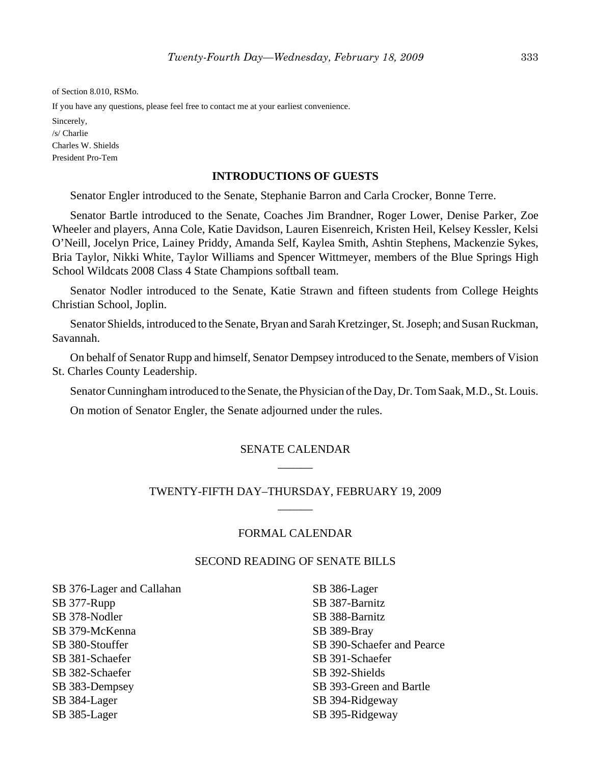of Section 8.010, RSMo.

If you have any questions, please feel free to contact me at your earliest convenience.

Sincerely,
/s/ Charlie
Charles W. Shields
President Pro-Tem

## INTRODUCTIONS OF GUESTS

Senator Engler introduced to the Senate, Stephanie Barron and Carla Crocker, Bonne Terre.

Senator Bartle introduced to the Senate, Coaches Jim Brandner, Roger Lower, Denise Parker, Zoe Wheeler and players, Anna Cole, Katie Davidson, Lauren Eisenreich, Kristen Heil, Kelsey Kessler, Kelsi O'Neill, Jocelyn Price, Lainey Priddy, Amanda Self, Kaylea Smith, Ashtin Stephens, Mackenzie Sykes, Bria Taylor, Nikki White, Taylor Williams and Spencer Wittmeyer, members of the Blue Springs High School Wildcats 2008 Class 4 State Champions softball team.

Senator Nodler introduced to the Senate, Katie Strawn and fifteen students from College Heights Christian School, Joplin.

Senator Shields, introduced to the Senate, Bryan and Sarah Kretzinger, St. Joseph; and Susan Ruckman, Savannah.

On behalf of Senator Rupp and himself, Senator Dempsey introduced to the Senate, members of Vision St. Charles County Leadership.

Senator Cunningham introduced to the Senate, the Physician of the Day, Dr. Tom Saak, M.D., St. Louis.

On motion of Senator Engler, the Senate adjourned under the rules.

## SENATE CALENDAR

______

## TWENTY-FIFTH DAY–THURSDAY, FEBRUARY 19, 2009

______

## FORMAL CALENDAR

### SECOND READING OF SENATE BILLS

SB 376-Lager and Callahan
SB 377-Rupp
SB 378-Nodler
SB 379-McKenna
SB 380-Stouffer
SB 381-Schaefer
SB 382-Schaefer
SB 383-Dempsey
SB 384-Lager
SB 385-Lager
SB 386-Lager
SB 387-Barnitz
SB 388-Barnitz
SB 389-Bray
SB 390-Schaefer and Pearce
SB 391-Schaefer
SB 392-Shields
SB 393-Green and Bartle
SB 394-Ridgeway
SB 395-Ridgeway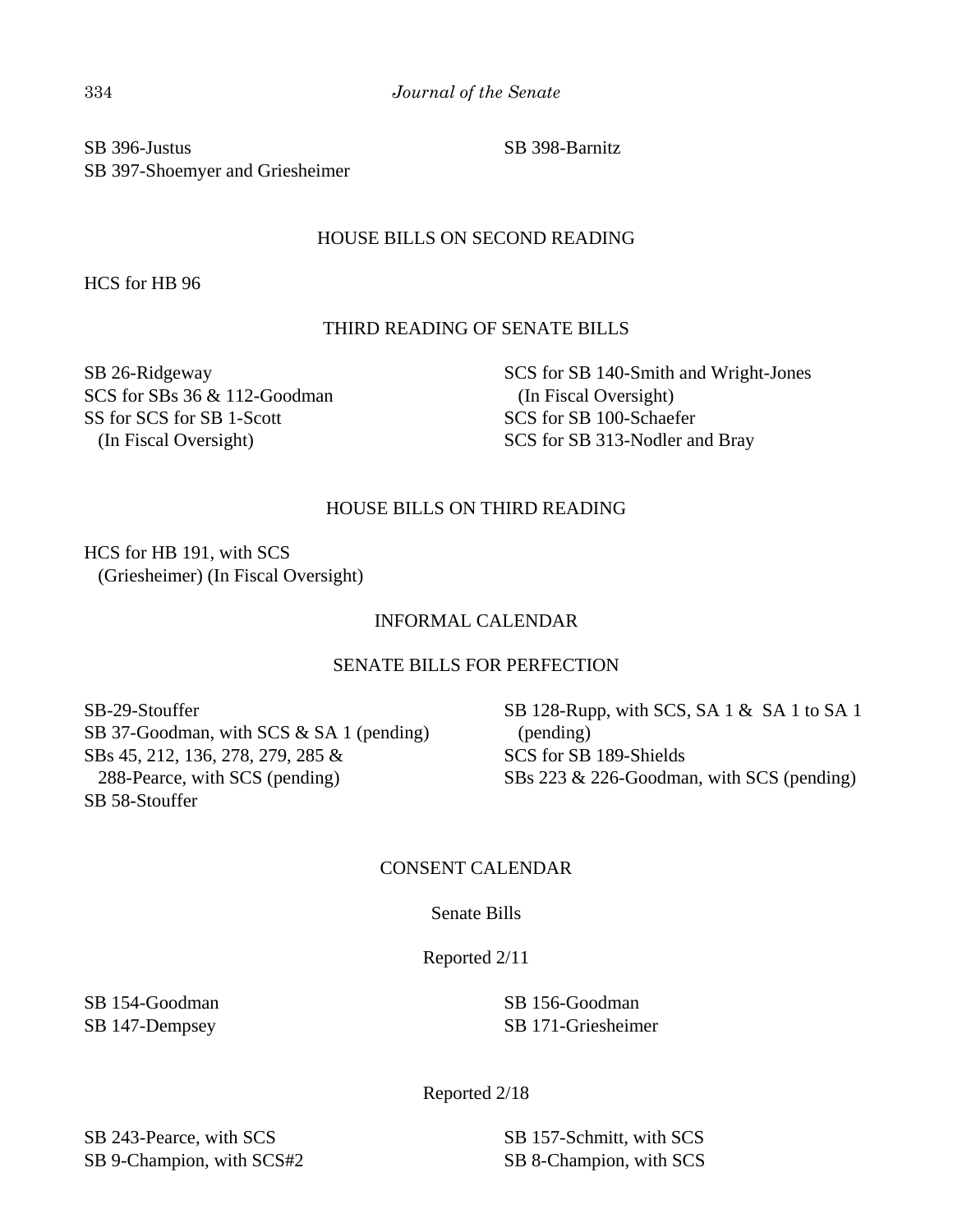SB 396-Justus
SB 397-Shoemyer and Griesheimer
SB 398-Barnitz

## HOUSE BILLS ON SECOND READING

HCS for HB 96

## THIRD READING OF SENATE BILLS

SB 26-Ridgeway
SCS for SBs 36 & 112-Goodman
SS for SCS for SB 1-Scott
  (In Fiscal Oversight)
SCS for SB 140-Smith and Wright-Jones
  (In Fiscal Oversight)
SCS for SB 100-Schaefer
SCS for SB 313-Nodler and Bray

## HOUSE BILLS ON THIRD READING

HCS for HB 191, with SCS
  (Griesheimer) (In Fiscal Oversight)

## INFORMAL CALENDAR

## SENATE BILLS FOR PERFECTION

SB-29-Stouffer
SB 37-Goodman, with SCS & SA 1 (pending)
SBs 45, 212, 136, 278, 279, 285 &
  288-Pearce, with SCS (pending)
SB 58-Stouffer
SB 128-Rupp, with SCS, SA 1 & SA 1 to SA 1
  (pending)
SCS for SB 189-Shields
SBs 223 & 226-Goodman, with SCS (pending)

## CONSENT CALENDAR

### Senate Bills

Reported 2/11

SB 154-Goodman
SB 147-Dempsey
SB 156-Goodman
SB 171-Griesheimer

Reported 2/18

SB 243-Pearce, with SCS
SB 9-Champion, with SCS#2
SB 157-Schmitt, with SCS
SB 8-Champion, with SCS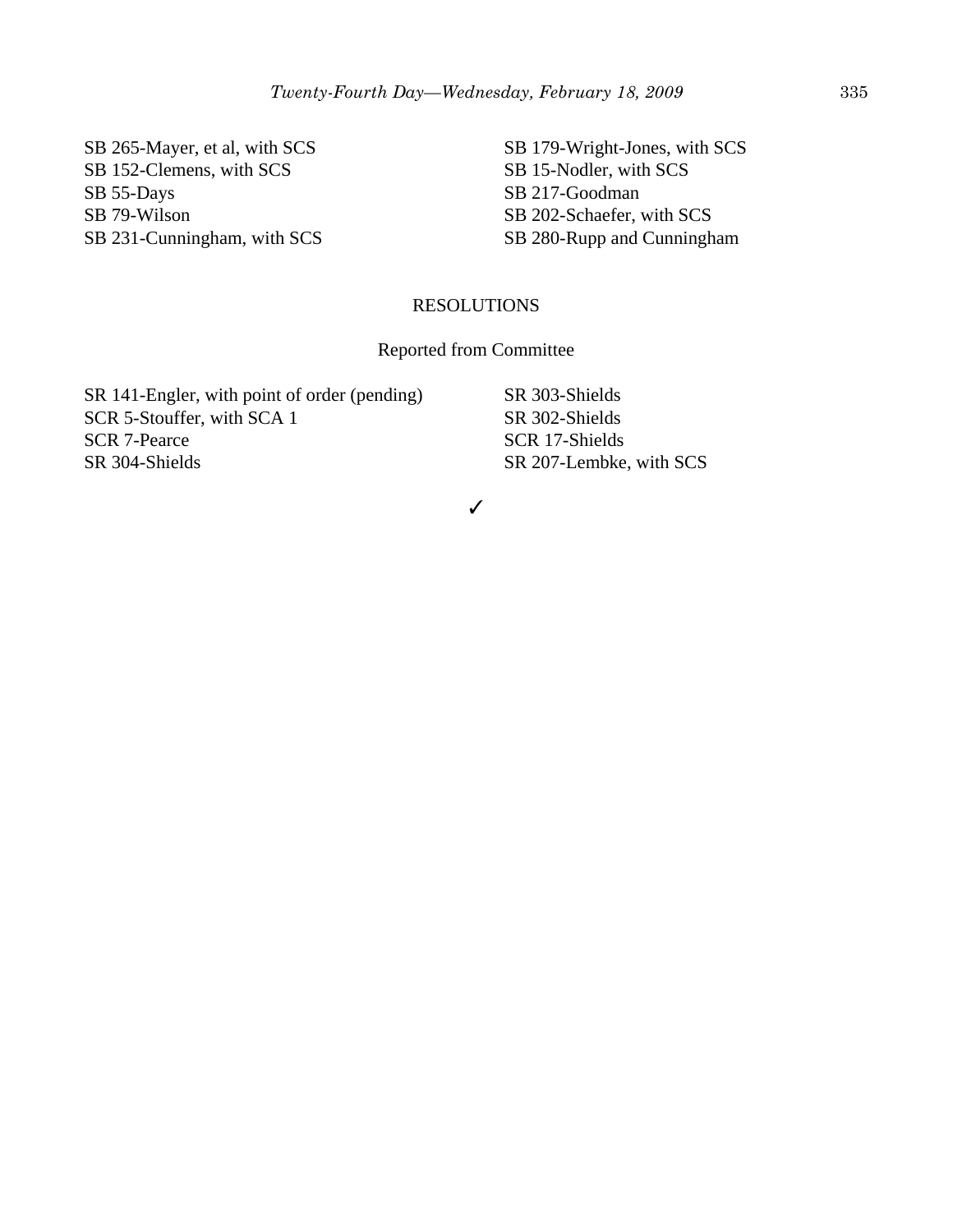SB 265-Mayer, et al, with SCS
SB 152-Clemens, with SCS
SB 55-Days
SB 79-Wilson
SB 231-Cunningham, with SCS
SB 179-Wright-Jones, with SCS
SB 15-Nodler, with SCS
SB 217-Goodman
SB 202-Schaefer, with SCS
SB 280-Rupp and Cunningham

## RESOLUTIONS

### Reported from Committee

SR 141-Engler, with point of order (pending)
SCR 5-Stouffer, with SCA 1
SCR 7-Pearce
SR 304-Shields
SR 303-Shields
SR 302-Shields
SCR 17-Shields
SR 207-Lembke, with SCS

✓